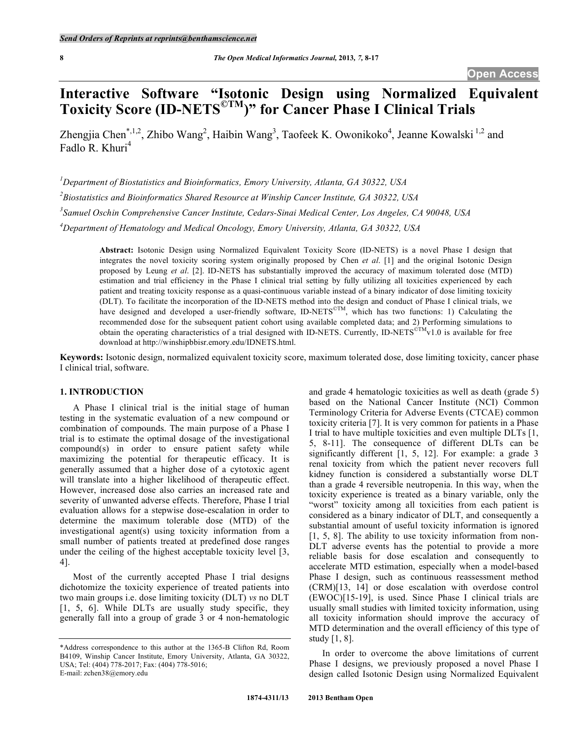# Interactive Software "Isotonic Design using Normalized Equivalent Toxicity Score (ID-NETS©TM)" for Cancer Phase I Clinical Trials

Zhengjia Chen[*,1,2], Zhibo Wang[2], Haibin Wang[3], Taofeek K. Owonikoko[4], Jeanne Kowalski[1,2] and Fadlo R. Khuri[4]

[1]Department of Biostatistics and Bioinformatics, Emory University, Atlanta, GA 30322, USA

[2]Biostatistics and Bioinformatics Shared Resource at Winship Cancer Institute, GA 30322, USA

[3]Samuel Oschin Comprehensive Cancer Institute, Cedars-Sinai Medical Center, Los Angeles, CA 90048, USA

[4]Department of Hematology and Medical Oncology, Emory University, Atlanta, GA 30322, USA

**Abstract:** Isotonic Design using Normalized Equivalent Toxicity Score (ID-NETS) is a novel Phase I design that integrates the novel toxicity scoring system originally proposed by Chen *et al*. [1] and the original Isotonic Design proposed by Leung *et al*. [2]. ID-NETS has substantially improved the accuracy of maximum tolerated dose (MTD) estimation and trial efficiency in the Phase I clinical trial setting by fully utilizing all toxicities experienced by each patient and treating toxicity response as a quasi-continuous variable instead of a binary indicator of dose limiting toxicity (DLT). To facilitate the incorporation of the ID-NETS method into the design and conduct of Phase I clinical trials, we have designed and developed a user-friendly software, ID-NETS©TM, which has two functions: 1) Calculating the recommended dose for the subsequent patient cohort using available completed data; and 2) Performing simulations to obtain the operating characteristics of a trial designed with ID-NETS. Currently, ID-NETS©TMv1.0 is available for free download at http://winshipbbisr.emory.edu/IDNETS.html.

**Keywords:** Isotonic design, normalized equivalent toxicity score, maximum tolerated dose, dose limiting toxicity, cancer phase I clinical trial, software.

## 1. INTRODUCTION

A Phase I clinical trial is the initial stage of human testing in the systematic evaluation of a new compound or combination of compounds. The main purpose of a Phase I trial is to estimate the optimal dosage of the investigational compound(s) in order to ensure patient safety while maximizing the potential for therapeutic efficacy. It is generally assumed that a higher dose of a cytotoxic agent will translate into a higher likelihood of therapeutic effect. However, increased dose also carries an increased rate and severity of unwanted adverse effects. Therefore, Phase I trial evaluation allows for a stepwise dose-escalation in order to determine the maximum tolerable dose (MTD) of the investigational agent(s) using toxicity information from a small number of patients treated at predefined dose ranges under the ceiling of the highest acceptable toxicity level [3, 4].

Most of the currently accepted Phase I trial designs dichotomize the toxicity experience of treated patients into two main groups i.e. dose limiting toxicity (DLT) *vs* no DLT [1, 5, 6]. While DLTs are usually study specific, they generally fall into a group of grade 3 or 4 non-hematologic and grade 4 hematologic toxicities as well as death (grade 5) based on the National Cancer Institute (NCI) Common Terminology Criteria for Adverse Events (CTCAE) common toxicity criteria [7]. It is very common for patients in a Phase I trial to have multiple toxicities and even multiple DLTs [1, 5, 8-11]. The consequence of different DLTs can be significantly different [1, 5, 12]. For example: a grade 3 renal toxicity from which the patient never recovers full kidney function is considered a substantially worse DLT than a grade 4 reversible neutropenia. In this way, when the toxicity experience is treated as a binary variable, only the "worst" toxicity among all toxicities from each patient is considered as a binary indicator of DLT, and consequently a substantial amount of useful toxicity information is ignored [1, 5, 8]. The ability to use toxicity information from non-DLT adverse events has the potential to provide a more reliable basis for dose escalation and consequently to accelerate MTD estimation, especially when a model-based Phase I design, such as continuous reassessment method (CRM)[13, 14] or dose escalation with overdose control (EWOC)[15-19], is used. Since Phase I clinical trials are usually small studies with limited toxicity information, using all toxicity information should improve the accuracy of MTD determination and the overall efficiency of this type of study [1, 8].

In order to overcome the above limitations of current Phase I designs, we previously proposed a novel Phase I design called Isotonic Design using Normalized Equivalent

*Address correspondence to this author at the 1365-B Clifton Rd, Room B4109, Winship Cancer Institute, Emory University, Atlanta, GA 30322, USA; Tel: (404) 778-2017; Fax: (404) 778-5016; E-mail: zchen38@emory.edu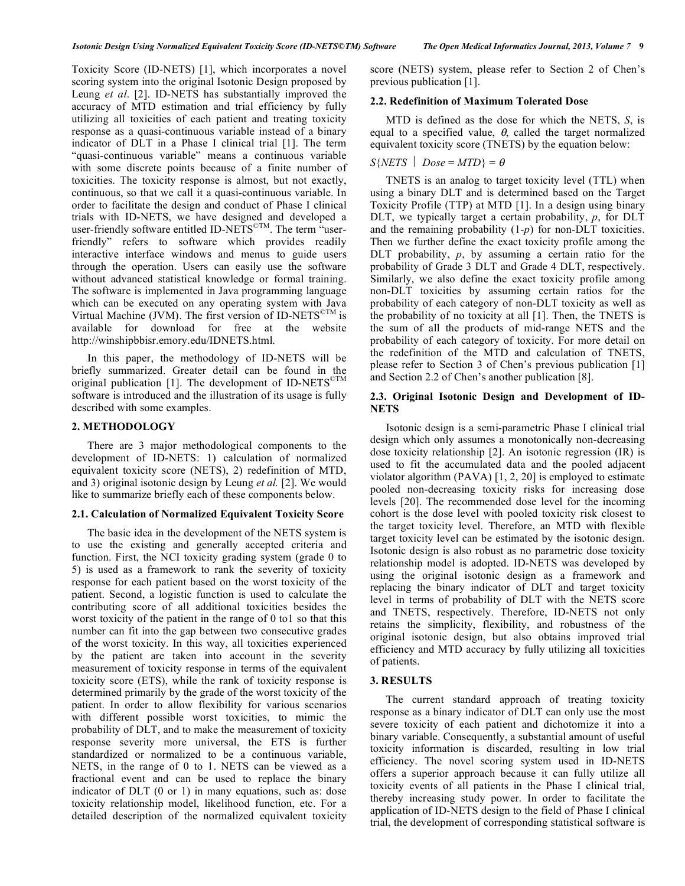Toxicity Score (ID-NETS) [1], which incorporates a novel scoring system into the original Isotonic Design proposed by Leung *et al*. [2]. ID-NETS has substantially improved the accuracy of MTD estimation and trial efficiency by fully utilizing all toxicities of each patient and treating toxicity response as a quasi-continuous variable instead of a binary indicator of DLT in a Phase I clinical trial [1]. The term "quasi-continuous variable" means a continuous variable with some discrete points because of a finite number of toxicities. The toxicity response is almost, but not exactly, continuous, so that we call it a quasi-continuous variable. In order to facilitate the design and conduct of Phase I clinical trials with ID-NETS, we have designed and developed a user-friendly software entitled ID-NETS©TM. The term "user-friendly" refers to software which provides readily interactive interface windows and menus to guide users through the operation. Users can easily use the software without advanced statistical knowledge or formal training. The software is implemented in Java programming language which can be executed on any operating system with Java Virtual Machine (JVM). The first version of ID-NETS©TM is available for download for free at the website http://winshipbbisr.emory.edu/IDNETS.html.

In this paper, the methodology of ID-NETS will be briefly summarized. Greater detail can be found in the original publication [1]. The development of ID-NETS©TM software is introduced and the illustration of its usage is fully described with some examples.

## 2. METHODOLOGY

There are 3 major methodological components to the development of ID-NETS: 1) calculation of normalized equivalent toxicity score (NETS), 2) redefinition of MTD, and 3) original isotonic design by Leung *et al.* [2]. We would like to summarize briefly each of these components below.

### 2.1. Calculation of Normalized Equivalent Toxicity Score

The basic idea in the development of the NETS system is to use the existing and generally accepted criteria and function. First, the NCI toxicity grading system (grade 0 to 5) is used as a framework to rank the severity of toxicity response for each patient based on the worst toxicity of the patient. Second, a logistic function is used to calculate the contributing score of all additional toxicities besides the worst toxicity of the patient in the range of 0 to1 so that this number can fit into the gap between two consecutive grades of the worst toxicity. In this way, all toxicities experienced by the patient are taken into account in the severity measurement of toxicity response in terms of the equivalent toxicity score (ETS), while the rank of toxicity response is determined primarily by the grade of the worst toxicity of the patient. In order to allow flexibility for various scenarios with different possible worst toxicities, to mimic the probability of DLT, and to make the measurement of toxicity response severity more universal, the ETS is further standardized or normalized to be a continuous variable, NETS, in the range of 0 to 1. NETS can be viewed as a fractional event and can be used to replace the binary indicator of DLT (0 or 1) in many equations, such as: dose toxicity relationship model, likelihood function, etc. For a detailed description of the normalized equivalent toxicity score (NETS) system, please refer to Section 2 of Chen's previous publication [1].

### 2.2. Redefinition of Maximum Tolerated Dose

MTD is defined as the dose for which the NETS, *S*, is equal to a specified value, $\theta$, called the target normalized equivalent toxicity score (TNETS) by the equation below:

$$S\{NETS \mid Dose = MTD\} = \theta$$

TNETS is an analog to target toxicity level (TTL) when using a binary DLT and is determined based on the Target Toxicity Profile (TTP) at MTD [1]. In a design using binary DLT, we typically target a certain probability, *p*, for DLT and the remaining probability (1-*p*) for non-DLT toxicities. Then we further define the exact toxicity profile among the DLT probability, *p*, by assuming a certain ratio for the probability of Grade 3 DLT and Grade 4 DLT, respectively. Similarly, we also define the exact toxicity profile among non-DLT toxicities by assuming certain ratios for the probability of each category of non-DLT toxicity as well as the probability of no toxicity at all [1]. Then, the TNETS is the sum of all the products of mid-range NETS and the probability of each category of toxicity. For more detail on the redefinition of the MTD and calculation of TNETS, please refer to Section 3 of Chen's previous publication [1] and Section 2.2 of Chen's another publication [8].

### 2.3. Original Isotonic Design and Development of ID-NETS

Isotonic design is a semi-parametric Phase I clinical trial design which only assumes a monotonically non-decreasing dose toxicity relationship [2]. An isotonic regression (IR) is used to fit the accumulated data and the pooled adjacent violator algorithm (PAVA) [1, 2, 20] is employed to estimate pooled non-decreasing toxicity risks for increasing dose levels [20]. The recommended dose level for the incoming cohort is the dose level with pooled toxicity risk closest to the target toxicity level. Therefore, an MTD with flexible target toxicity level can be estimated by the isotonic design. Isotonic design is also robust as no parametric dose toxicity relationship model is adopted. ID-NETS was developed by using the original isotonic design as a framework and replacing the binary indicator of DLT and target toxicity level in terms of probability of DLT with the NETS score and TNETS, respectively. Therefore, ID-NETS not only retains the simplicity, flexibility, and robustness of the original isotonic design, but also obtains improved trial efficiency and MTD accuracy by fully utilizing all toxicities of patients.

## 3. RESULTS

The current standard approach of treating toxicity response as a binary indicator of DLT can only use the most severe toxicity of each patient and dichotomize it into a binary variable. Consequently, a substantial amount of useful toxicity information is discarded, resulting in low trial efficiency. The novel scoring system used in ID-NETS offers a superior approach because it can fully utilize all toxicity events of all patients in the Phase I clinical trial, thereby increasing study power. In order to facilitate the application of ID-NETS design to the field of Phase I clinical trial, the development of corresponding statistical software is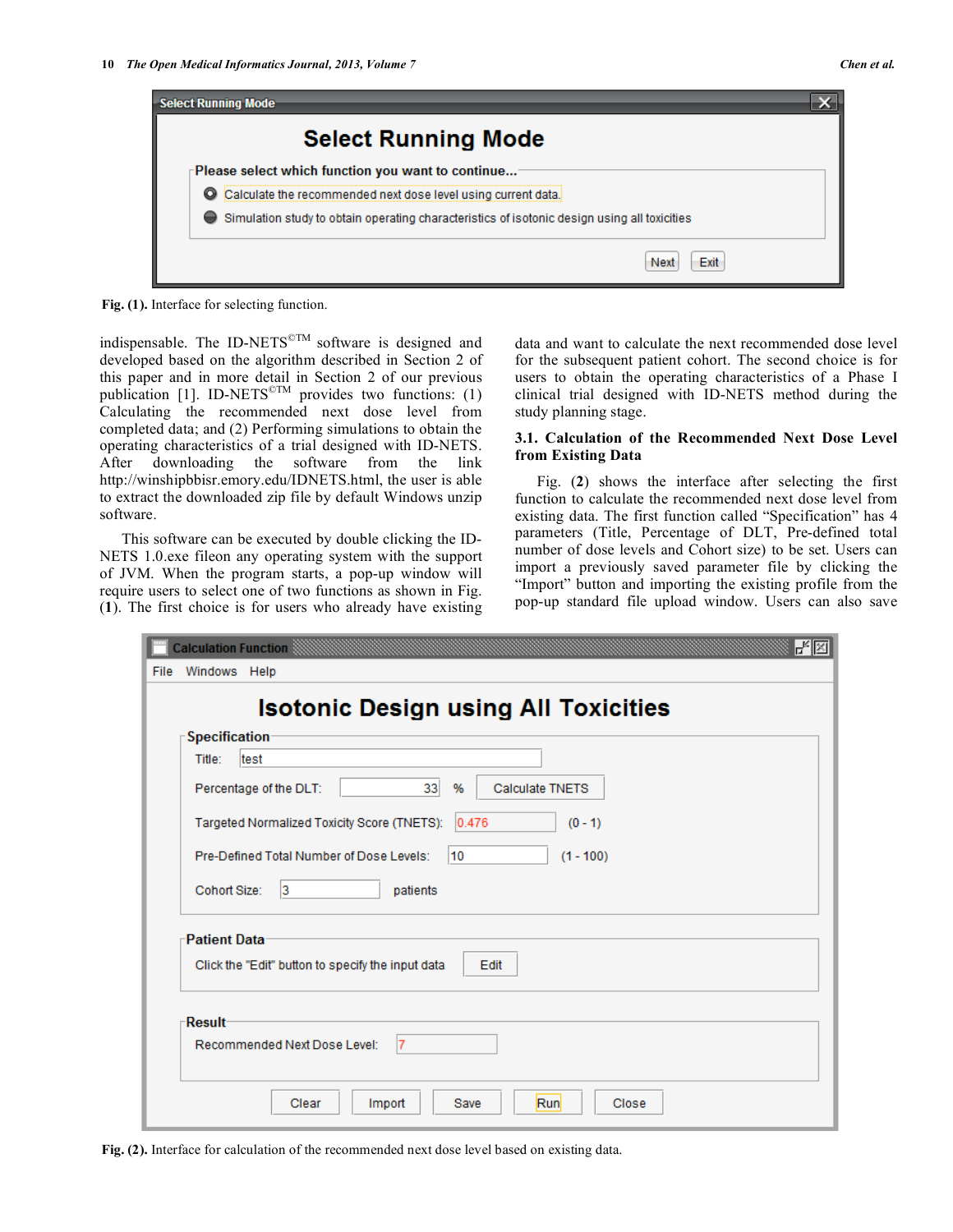Fig. (1). Interface for selecting function.

indispensable. The ID-NETS©TM software is designed and developed based on the algorithm described in Section 2 of this paper and in more detail in Section 2 of our previous publication [1]. ID-NETS©TM provides two functions: (1) Calculating the recommended next dose level from completed data; and (2) Performing simulations to obtain the operating characteristics of a trial designed with ID-NETS. After downloading the software from the link http://winshipbbisr.emory.edu/IDNETS.html, the user is able to extract the downloaded zip file by default Windows unzip software.

This software can be executed by double clicking the ID-NETS 1.0.exe fileon any operating system with the support of JVM. When the program starts, a pop-up window will require users to select one of two functions as shown in Fig. (**1**). The first choice is for users who already have existing data and want to calculate the next recommended dose level for the subsequent patient cohort. The second choice is for users to obtain the operating characteristics of a Phase I clinical trial designed with ID-NETS method during the study planning stage.

### 3.1. Calculation of the Recommended Next Dose Level from Existing Data

Fig. (**2**) shows the interface after selecting the first function to calculate the recommended next dose level from existing data. The first function called "Specification" has 4 parameters (Title, Percentage of DLT, Pre-defined total number of dose levels and Cohort size) to be set. Users can import a previously saved parameter file by clicking the "Import" button and importing the existing profile from the pop-up standard file upload window. Users can also save

Fig. (2). Interface for calculation of the recommended next dose level based on existing data.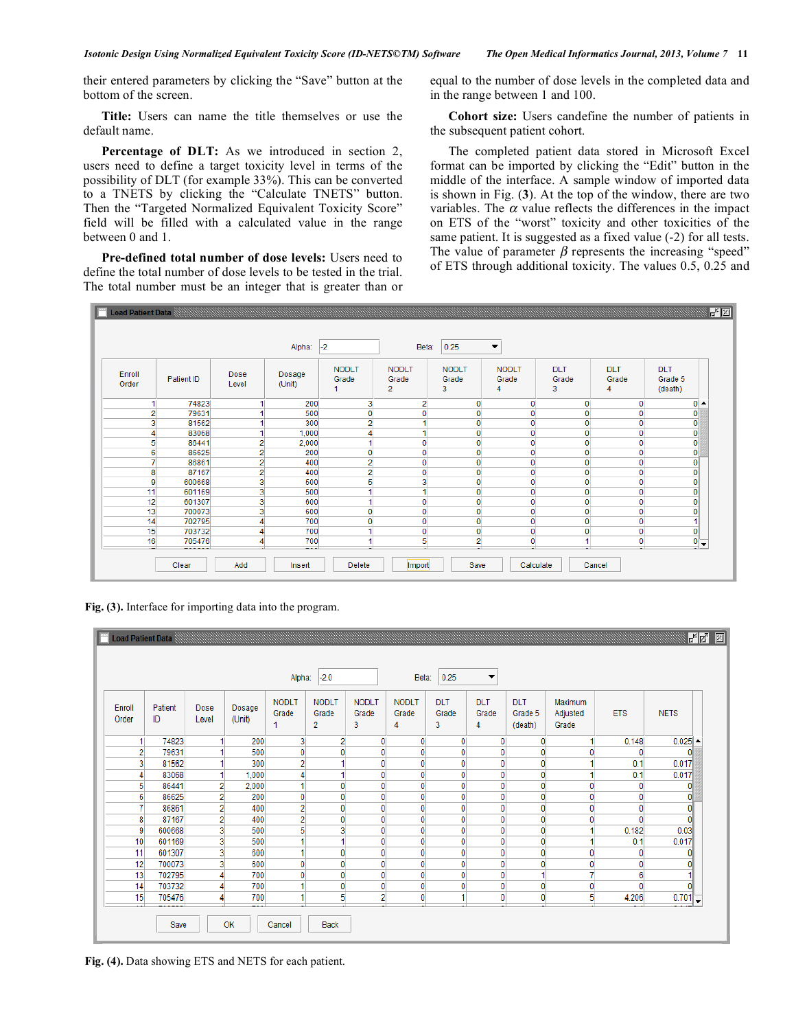their entered parameters by clicking the "Save" button at the bottom of the screen.

**Title:** Users can name the title themselves or use the default name.

**Percentage of DLT:** As we introduced in section 2, users need to define a target toxicity level in terms of the possibility of DLT (for example 33%). This can be converted to a TNETS by clicking the "Calculate TNETS" button. Then the "Targeted Normalized Equivalent Toxicity Score" field will be filled with a calculated value in the range between 0 and 1.

**Pre-defined total number of dose levels:** Users need to define the total number of dose levels to be tested in the trial. The total number must be an integer that is greater than or equal to the number of dose levels in the completed data and in the range between 1 and 100.

**Cohort size:** Users candefine the number of patients in the subsequent patient cohort.

The completed patient data stored in Microsoft Excel format can be imported by clicking the "Edit" button in the middle of the interface. A sample window of imported data is shown in Fig. (**3**). At the top of the window, there are two variables. The $\alpha$ value reflects the differences in the impact on ETS of the "worst" toxicity and other toxicities of the same patient. It is suggested as a fixed value (-2) for all tests. The value of parameter $\beta$ represents the increasing "speed" of ETS through additional toxicity. The values 0.5, 0.25 and

Load Patient Data

Alpha: -2 Beta: 0.25

| Enroll Order | Patient ID | Dose Level | Dosage (Unit) | NODLT Grade 1 | NODLT Grade 2 | NODLT Grade 3 | NODLT Grade 4 | DLT Grade 3 | DLT Grade 4 | DLT Grade 5 (death) |
|---|---|---|---|---|---|---|---|---|---|---|
| 1 | 74823 | 1 | 200 | 3 | 2 | 0 | 0 | 0 | 0 | 0 |
| 2 | 79631 | 1 | 500 | 0 | 0 | 0 | 0 | 0 | 0 | 0 |
| 3 | 81562 | 1 | 300 | 2 | 1 | 0 | 0 | 0 | 0 | 0 |
| 4 | 83068 | 1 | 1,000 | 4 | 1 | 0 | 0 | 0 | 0 | 0 |
| 5 | 86441 | 2 | 2,000 | 1 | 0 | 0 | 0 | 0 | 0 | 0 |
| 6 | 86625 | 2 | 200 | 0 | 0 | 0 | 0 | 0 | 0 | 0 |
| 7 | 86861 | 2 | 400 | 2 | 0 | 0 | 0 | 0 | 0 | 0 |
| 8 | 87167 | 2 | 400 | 2 | 0 | 0 | 0 | 0 | 0 | 0 |
| 9 | 600668 | 3 | 500 | 5 | 3 | 0 | 0 | 0 | 0 | 0 |
| 11 | 601169 | 3 | 500 | 1 | 1 | 0 | 0 | 0 | 0 | 0 |
| 12 | 601307 | 3 | 600 | 1 | 0 | 0 | 0 | 0 | 0 | 0 |
| 13 | 700073 | 3 | 600 | 0 | 0 | 0 | 0 | 0 | 0 | 0 |
| 14 | 702795 | 4 | 700 | 0 | 0 | 0 | 0 | 0 | 0 | 1 |
| 15 | 703732 | 4 | 700 | 1 | 0 | 0 | 0 | 0 | 0 | 0 |
| 16 | 705476 | 4 | 700 | 1 | 5 | 2 | 0 | 1 | 0 | 0 |

Clear | Add | Insert | Delete | Import | Save | Calculate | Cancel

**Fig. (3).** Interface for importing data into the program.

Load Patient Data

Alpha: -2.0 Beta: 0.25

| Enroll Order | Patient ID | Dose Level | Dosage (Unit) | NODLT Grade 1 | NODLT Grade 2 | NODLT Grade 3 | NODLT Grade 4 | DLT Grade 3 | DLT Grade 4 | DLT Grade 5 (death) | Maximum Adjusted Grade | ETS | NETS |
|---|---|---|---|---|---|---|---|---|---|---|---|---|---|
| 1 | 74823 | 1 | 200 | 3 | 2 | 0 | 0 | 0 | 0 | 0 | 1 | 0.148 | 0.025 |
| 2 | 79631 | 1 | 500 | 0 | 0 | 0 | 0 | 0 | 0 | 0 | 0 | 0 | 0 |
| 3 | 81562 | 1 | 300 | 2 | 1 | 0 | 0 | 0 | 0 | 0 | 1 | 0.1 | 0.017 |
| 4 | 83068 | 1 | 1,000 | 4 | 1 | 0 | 0 | 0 | 0 | 0 | 1 | 0.1 | 0.017 |
| 5 | 86441 | 2 | 2,000 | 1 | 0 | 0 | 0 | 0 | 0 | 0 | 0 | 0 | 0 |
| 6 | 86625 | 2 | 200 | 0 | 0 | 0 | 0 | 0 | 0 | 0 | 0 | 0 | 0 |
| 7 | 86861 | 2 | 400 | 2 | 0 | 0 | 0 | 0 | 0 | 0 | 0 | 0 | 0 |
| 8 | 87167 | 2 | 400 | 2 | 0 | 0 | 0 | 0 | 0 | 0 | 0 | 0 | 0 |
| 9 | 600668 | 3 | 500 | 5 | 3 | 0 | 0 | 0 | 0 | 0 | 1 | 0.182 | 0.03 |
| 10 | 601169 | 3 | 500 | 1 | 1 | 0 | 0 | 0 | 0 | 0 | 1 | 0.1 | 0.017 |
| 11 | 601307 | 3 | 600 | 1 | 0 | 0 | 0 | 0 | 0 | 0 | 0 | 0 | 0 |
| 12 | 700073 | 3 | 600 | 0 | 0 | 0 | 0 | 0 | 0 | 0 | 0 | 0 | 0 |
| 13 | 702795 | 4 | 700 | 0 | 0 | 0 | 0 | 0 | 0 | 1 | 7 | 6 | 1 |
| 14 | 703732 | 4 | 700 | 1 | 0 | 0 | 0 | 0 | 0 | 0 | 0 | 0 | 0 |
| 15 | 705476 | 4 | 700 | 1 | 5 | 2 | 0 | 1 | 0 | 0 | 5 | 4.206 | 0.701 |

Save | OK | Cancel | Back

**Fig. (4).** Data showing ETS and NETS for each patient.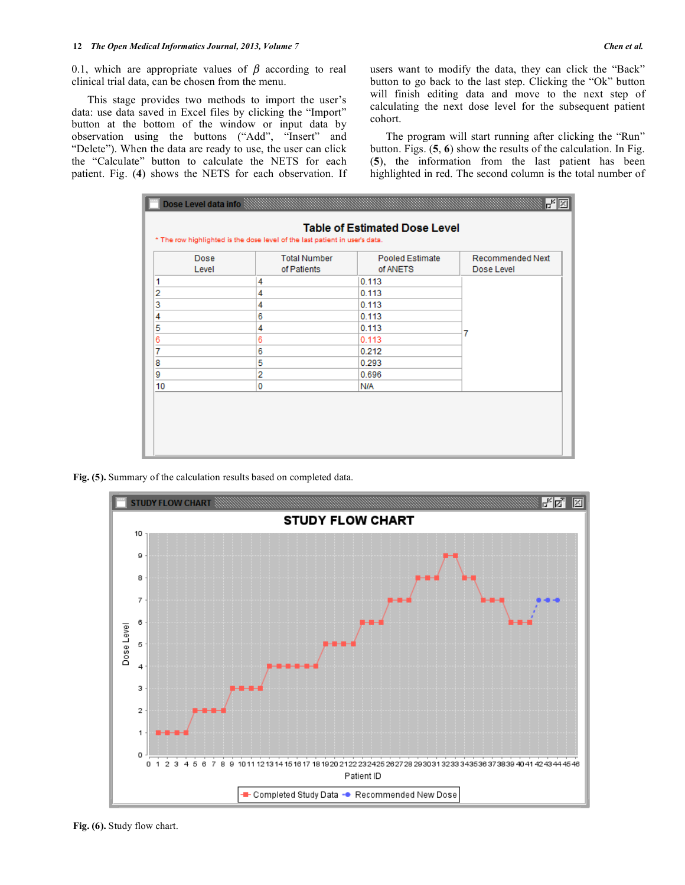0.1, which are appropriate values of $\beta$ according to real clinical trial data, can be chosen from the menu.

This stage provides two methods to import the user's data: use data saved in Excel files by clicking the "Import" button at the bottom of the window or input data by observation using the buttons ("Add", "Insert" and "Delete"). When the data are ready to use, the user can click the "Calculate" button to calculate the NETS for each patient. Fig. (**4**) shows the NETS for each observation. If users want to modify the data, they can click the "Back" button to go back to the last step. Clicking the "Ok" button will finish editing data and move to the next step of calculating the next dose level for the subsequent patient cohort.

The program will start running after clicking the "Run" button. Figs. (**5**, **6**) show the results of the calculation. In Fig. (**5**), the information from the last patient has been highlighted in red. The second column is the total number of

**Table of Estimated Dose Level**

\* The row highlighted is the dose level of the last patient in user's data.

| Dose Level | Total Number of Patients | Pooled Estimate of ANETS | Recommended Next Dose Level |
|---|---|---|---|
| 1 | 4 | 0.113 | 7 |
| 2 | 4 | 0.113 | |
| 3 | 4 | 0.113 | |
| 4 | 6 | 0.113 | |
| 5 | 4 | 0.113 | |
| 6 | 6 | 0.113 | |
| 7 | 6 | 0.212 | |
| 8 | 5 | 0.293 | |
| 9 | 2 | 0.696 | |
| 10 | 0 | N/A | |

**Fig. (5).** Summary of the calculation results based on completed data.

**Fig. (6).** Study flow chart.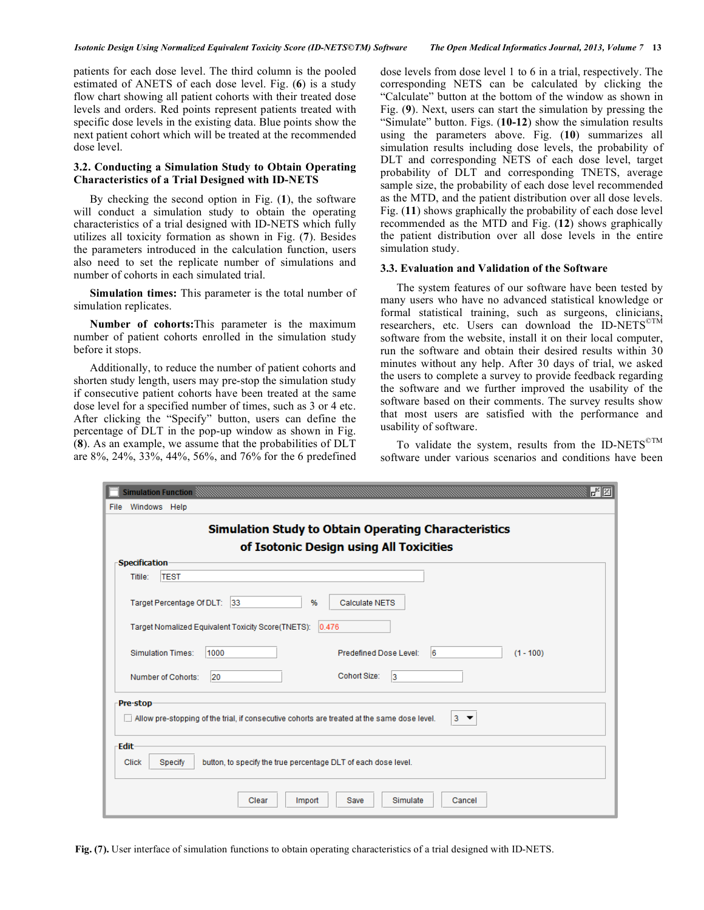patients for each dose level. The third column is the pooled estimated of ANETS of each dose level. Fig. (**6**) is a study flow chart showing all patient cohorts with their treated dose levels and orders. Red points represent patients treated with specific dose levels in the existing data. Blue points show the next patient cohort which will be treated at the recommended dose level.

### 3.2. Conducting a Simulation Study to Obtain Operating Characteristics of a Trial Designed with ID-NETS

By checking the second option in Fig. (**1**), the software will conduct a simulation study to obtain the operating characteristics of a trial designed with ID-NETS which fully utilizes all toxicity formation as shown in Fig. (**7**). Besides the parameters introduced in the calculation function, users also need to set the replicate number of simulations and number of cohorts in each simulated trial.

**Simulation times:** This parameter is the total number of simulation replicates.

**Number of cohorts:**This parameter is the maximum number of patient cohorts enrolled in the simulation study before it stops.

Additionally, to reduce the number of patient cohorts and shorten study length, users may pre-stop the simulation study if consecutive patient cohorts have been treated at the same dose level for a specified number of times, such as 3 or 4 etc. After clicking the "Specify" button, users can define the percentage of DLT in the pop-up window as shown in Fig. (**8**). As an example, we assume that the probabilities of DLT are 8%, 24%, 33%, 44%, 56%, and 76% for the 6 predefined dose levels from dose level 1 to 6 in a trial, respectively. The corresponding NETS can be calculated by clicking the "Calculate" button at the bottom of the window as shown in Fig. (**9**). Next, users can start the simulation by pressing the "Simulate" button. Figs. (**10-12**) show the simulation results using the parameters above. Fig. (**10**) summarizes all simulation results including dose levels, the probability of DLT and corresponding NETS of each dose level, target probability of DLT and corresponding TNETS, average sample size, the probability of each dose level recommended as the MTD, and the patient distribution over all dose levels. Fig. (**11**) shows graphically the probability of each dose level recommended as the MTD and Fig. (**12**) shows graphically the patient distribution over all dose levels in the entire simulation study.

### 3.3. Evaluation and Validation of the Software

The system features of our software have been tested by many users who have no advanced statistical knowledge or formal statistical training, such as surgeons, clinicians, researchers, etc. Users can download the ID-NETS©TM software from the website, install it on their local computer, run the software and obtain their desired results within 30 minutes without any help. After 30 days of trial, we asked the users to complete a survey to provide feedback regarding the software and we further improved the usability of the software based on their comments. The survey results show that most users are satisfied with the performance and usability of software.

To validate the system, results from the ID-NETS©TM software under various scenarios and conditions have been

**Fig. (7).** User interface of simulation functions to obtain operating characteristics of a trial designed with ID-NETS.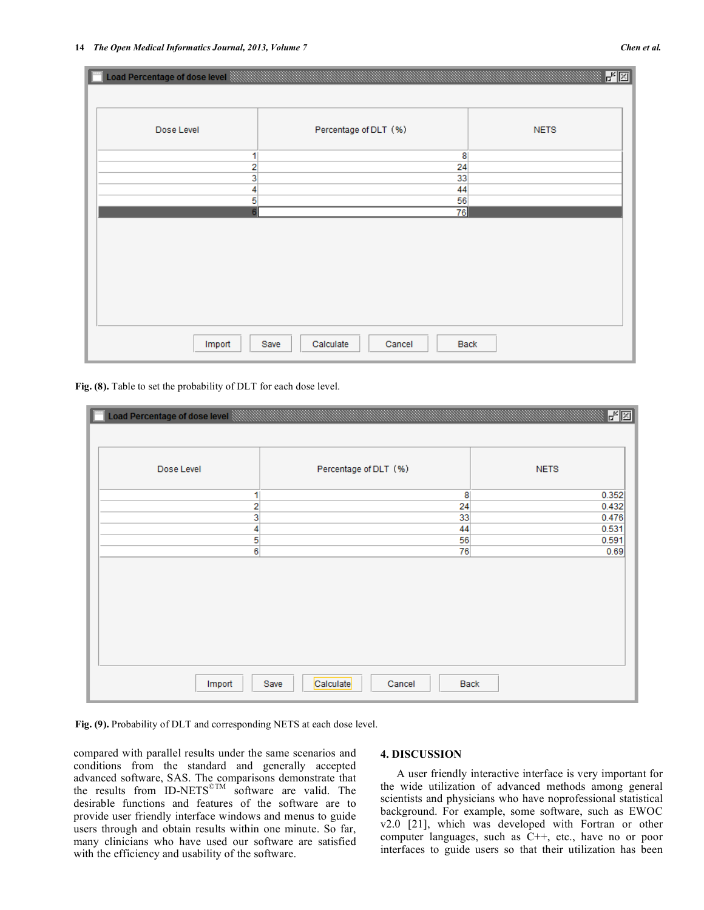| Dose Level | Percentage of DLT (%) | NETS |
|---|---|---|
| 1 | 8 | |
| 2 | 24 | |
| 3 | 33 | |
| 4 | 44 | |
| 5 | 56 | |
| 6 | 76 | |

**Fig. (8).** Table to set the probability of DLT for each dose level.

| Dose Level | Percentage of DLT (%) | NETS |
|---|---|---|
| 1 | 8 | 0.352 |
| 2 | 24 | 0.432 |
| 3 | 33 | 0.476 |
| 4 | 44 | 0.531 |
| 5 | 56 | 0.591 |
| 6 | 76 | 0.69 |

**Fig. (9).** Probability of DLT and corresponding NETS at each dose level.

compared with parallel results under the same scenarios and conditions from the standard and generally accepted advanced software, SAS. The comparisons demonstrate that the results from ID-NETS©TM software are valid. The desirable functions and features of the software are to provide user friendly interface windows and menus to guide users through and obtain results within one minute. So far, many clinicians who have used our software are satisfied with the efficiency and usability of the software.

## 4. DISCUSSION

A user friendly interactive interface is very important for the wide utilization of advanced methods among general scientists and physicians who have noprofessional statistical background. For example, some software, such as EWOC v2.0 [21], which was developed with Fortran or other computer languages, such as C++, etc., have no or poor interfaces to guide users so that their utilization has been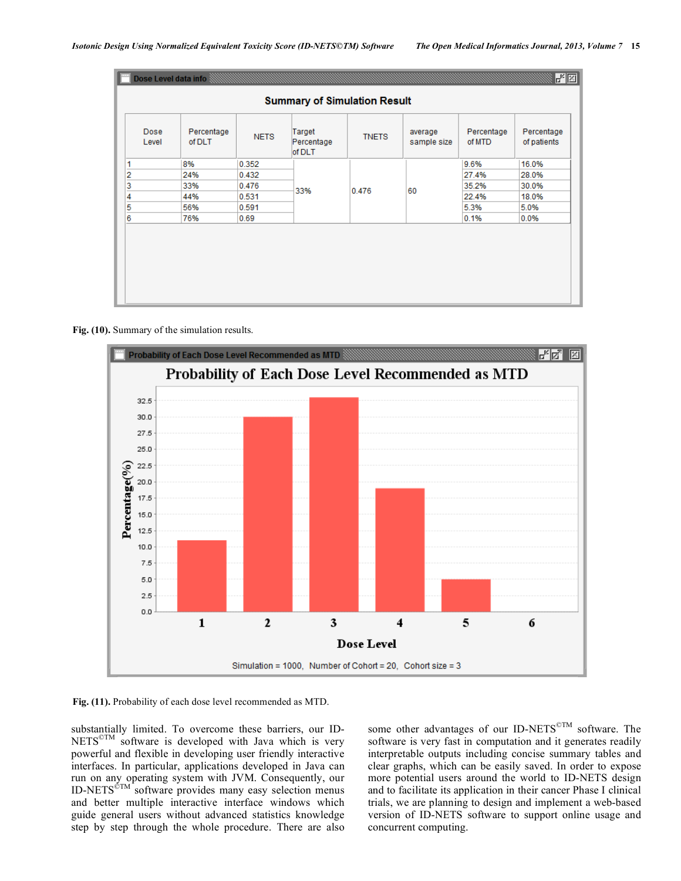**Summary of Simulation Result**

| Dose Level | Percentage of DLT | NETS | Target Percentage of DLT | TNETS | average sample size | Percentage of MTD | Percentage of patients |
|---|---|---|---|---|---|---|---|
| 1 | 8% | 0.352 | 33% | 0.476 | 60 | 9.6% | 16.0% |
| 2 | 24% | 0.432 | | | | 27.4% | 28.0% |
| 3 | 33% | 0.476 | | | | 35.2% | 30.0% |
| 4 | 44% | 0.531 | | | | 22.4% | 18.0% |
| 5 | 56% | 0.591 | | | | 5.3% | 5.0% |
| 6 | 76% | 0.69 | | | | 0.1% | 0.0% |

**Fig. (10).** Summary of the simulation results.

**Fig. (11).** Probability of each dose level recommended as MTD.

substantially limited. To overcome these barriers, our ID-NETS©TM software is developed with Java which is very powerful and flexible in developing user friendly interactive interfaces. In particular, applications developed in Java can run on any operating system with JVM. Consequently, our ID-NETS©TM software provides many easy selection menus and better multiple interactive interface windows which guide general users without advanced statistics knowledge step by step through the whole procedure. There are also some other advantages of our ID-NETS©TM software. The software is very fast in computation and it generates readily interpretable outputs including concise summary tables and clear graphs, which can be easily saved. In order to expose more potential users around the world to ID-NETS design and to facilitate its application in their cancer Phase I clinical trials, we are planning to design and implement a web-based version of ID-NETS software to support online usage and concurrent computing.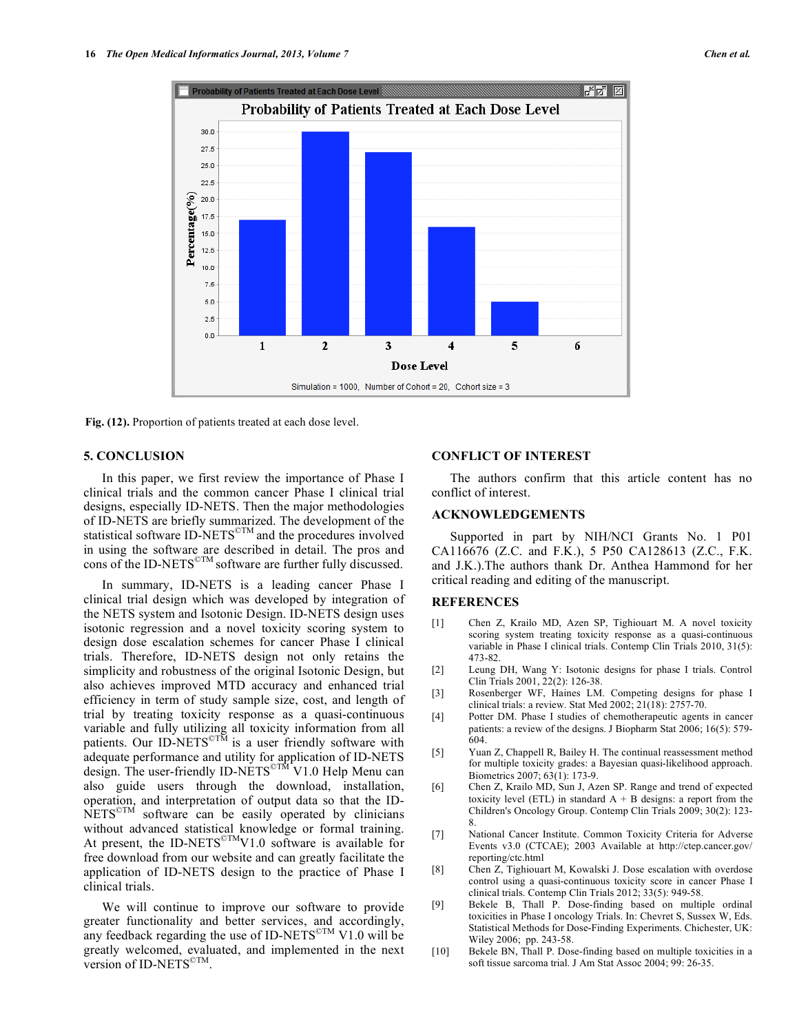Fig. (12). Proportion of patients treated at each dose level.

## 5. CONCLUSION

In this paper, we first review the importance of Phase I clinical trials and the common cancer Phase I clinical trial designs, especially ID-NETS. Then the major methodologies of ID-NETS are briefly summarized. The development of the statistical software ID-NETS$^{©TM}$ and the procedures involved in using the software are described in detail. The pros and cons of the ID-NETS$^{©TM}$ software are further fully discussed.

In summary, ID-NETS is a leading cancer Phase I clinical trial design which was developed by integration of the NETS system and Isotonic Design. ID-NETS design uses isotonic regression and a novel toxicity scoring system to design dose escalation schemes for cancer Phase I clinical trials. Therefore, ID-NETS design not only retains the simplicity and robustness of the original Isotonic Design, but also achieves improved MTD accuracy and enhanced trial efficiency in term of study sample size, cost, and length of trial by treating toxicity response as a quasi-continuous variable and fully utilizing all toxicity information from all patients. Our ID-NETS$^{©TM}$ is a user friendly software with adequate performance and utility for application of ID-NETS design. The user-friendly ID-NETS$^{©TM}$ V1.0 Help Menu can also guide users through the download, installation, operation, and interpretation of output data so that the ID-NETS$^{©TM}$ software can be easily operated by clinicians without advanced statistical knowledge or formal training. At present, the ID-NETS$^{©TM}$V1.0 software is available for free download from our website and can greatly facilitate the application of ID-NETS design to the practice of Phase I clinical trials.

We will continue to improve our software to provide greater functionality and better services, and accordingly, any feedback regarding the use of ID-NETS$^{©TM}$ V1.0 will be greatly welcomed, evaluated, and implemented in the next version of ID-NETS$^{©TM}$.

## CONFLICT OF INTEREST

The authors confirm that this article content has no conflict of interest.

## ACKNOWLEDGEMENTS

Supported in part by NIH/NCI Grants No. 1 P01 CA116676 (Z.C. and F.K.), 5 P50 CA128613 (Z.C., F.K. and J.K.).The authors thank Dr. Anthea Hammond for her critical reading and editing of the manuscript.

## REFERENCES

[1] Chen Z, Krailo MD, Azen SP, Tighiouart M. A novel toxicity scoring system treating toxicity response as a quasi-continuous variable in Phase I clinical trials. Contemp Clin Trials 2010, 31(5): 473-82.

[2] Leung DH, Wang Y: Isotonic designs for phase I trials. Control Clin Trials 2001, 22(2): 126-38.

[3] Rosenberger WF, Haines LM. Competing designs for phase I clinical trials: a review. Stat Med 2002; 21(18): 2757-70.

[4] Potter DM. Phase I studies of chemotherapeutic agents in cancer patients: a review of the designs. J Biopharm Stat 2006; 16(5): 579-604.

[5] Yuan Z, Chappell R, Bailey H. The continual reassessment method for multiple toxicity grades: a Bayesian quasi-likelihood approach. Biometrics 2007; 63(1): 173-9.

[6] Chen Z, Krailo MD, Sun J, Azen SP. Range and trend of expected toxicity level (ETL) in standard A + B designs: a report from the Children's Oncology Group. Contemp Clin Trials 2009; 30(2): 123-8.

[7] National Cancer Institute. Common Toxicity Criteria for Adverse Events v3.0 (CTCAE); 2003 Available at http://ctep.cancer.gov/reporting/ctc.html

[8] Chen Z, Tighiouart M, Kowalski J. Dose escalation with overdose control using a quasi-continuous toxicity score in cancer Phase I clinical trials. Contemp Clin Trials 2012; 33(5): 949-58.

[9] Bekele B, Thall P. Dose-finding based on multiple ordinal toxicities in Phase I oncology Trials. In: Chevret S, Sussex W, Eds. Statistical Methods for Dose-Finding Experiments. Chichester, UK: Wiley 2006; pp. 243-58.

[10] Bekele BN, Thall P. Dose-finding based on multiple toxicities in a soft tissue sarcoma trial. J Am Stat Assoc 2004; 99: 26-35.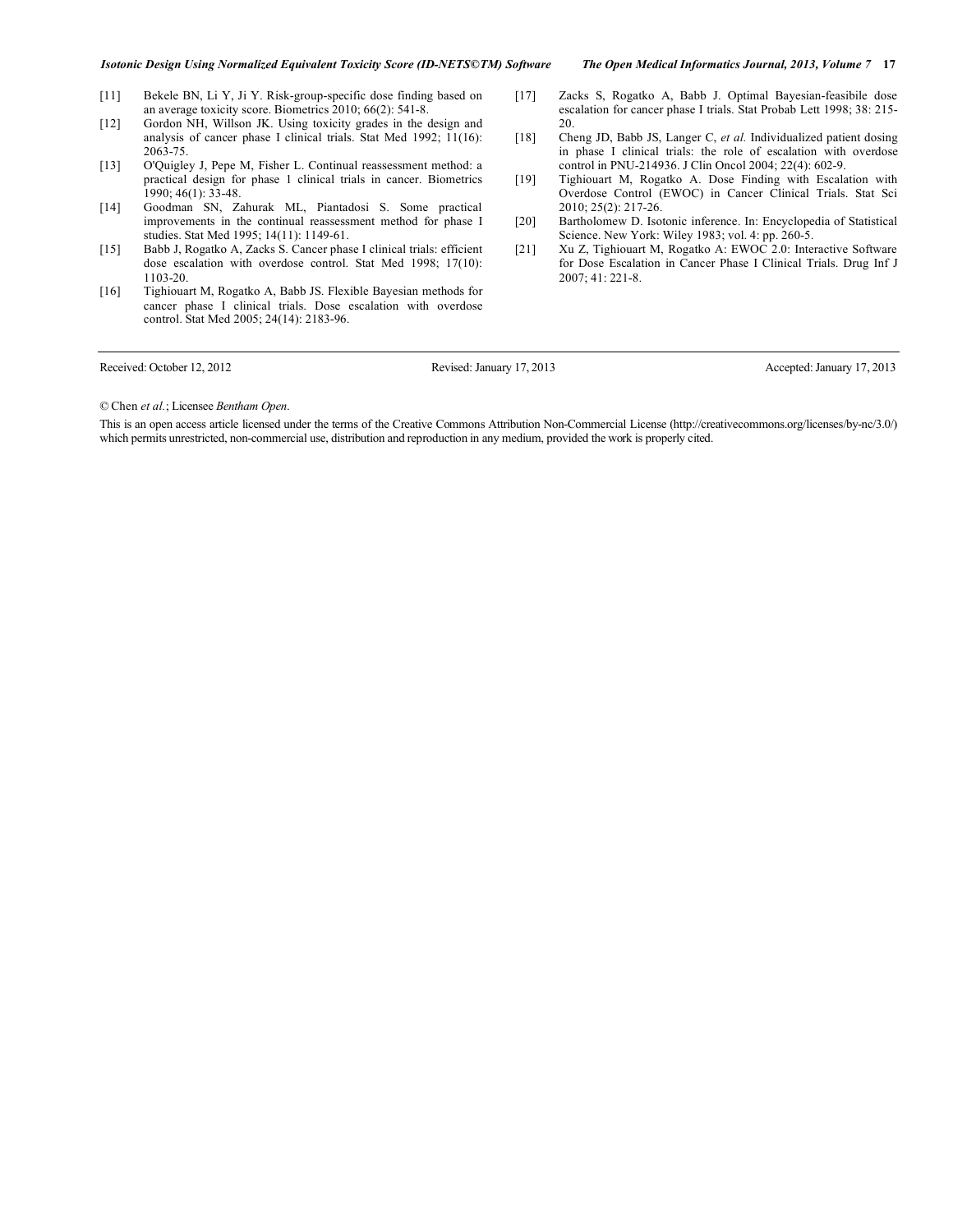[11] Bekele BN, Li Y, Ji Y. Risk-group-specific dose finding based on an average toxicity score. Biometrics 2010; 66(2): 541-8.

[12] Gordon NH, Willson JK. Using toxicity grades in the design and analysis of cancer phase I clinical trials. Stat Med 1992; 11(16): 2063-75.

[13] O'Quigley J, Pepe M, Fisher L. Continual reassessment method: a practical design for phase 1 clinical trials in cancer. Biometrics 1990; 46(1): 33-48.

[14] Goodman SN, Zahurak ML, Piantadosi S. Some practical improvements in the continual reassessment method for phase I studies. Stat Med 1995; 14(11): 1149-61.

[15] Babb J, Rogatko A, Zacks S. Cancer phase I clinical trials: efficient dose escalation with overdose control. Stat Med 1998; 17(10): 1103-20.

[16] Tighiouart M, Rogatko A, Babb JS. Flexible Bayesian methods for cancer phase I clinical trials. Dose escalation with overdose control. Stat Med 2005; 24(14): 2183-96.

[17] Zacks S, Rogatko A, Babb J. Optimal Bayesian-feasibile dose escalation for cancer phase I trials. Stat Probab Lett 1998; 38: 215-20.

[18] Cheng JD, Babb JS, Langer C, *et al.* Individualized patient dosing in phase I clinical trials: the role of escalation with overdose control in PNU-214936. J Clin Oncol 2004; 22(4): 602-9.

[19] Tighiouart M, Rogatko A. Dose Finding with Escalation with Overdose Control (EWOC) in Cancer Clinical Trials. Stat Sci 2010; 25(2): 217-26.

[20] Bartholomew D. Isotonic inference. In: Encyclopedia of Statistical Science. New York: Wiley 1983; vol. 4: pp. 260-5.

[21] Xu Z, Tighiouart M, Rogatko A: EWOC 2.0: Interactive Software for Dose Escalation in Cancer Phase I Clinical Trials. Drug Inf J 2007; 41: 221-8.

Received: October 12, 2012 Revised: January 17, 2013 Accepted: January 17, 2013

© Chen *et al.*; Licensee *Bentham Open*.

This is an open access article licensed under the terms of the Creative Commons Attribution Non-Commercial License (http://creativecommons.org/licenses/by-nc/3.0/) which permits unrestricted, non-commercial use, distribution and reproduction in any medium, provided the work is properly cited.